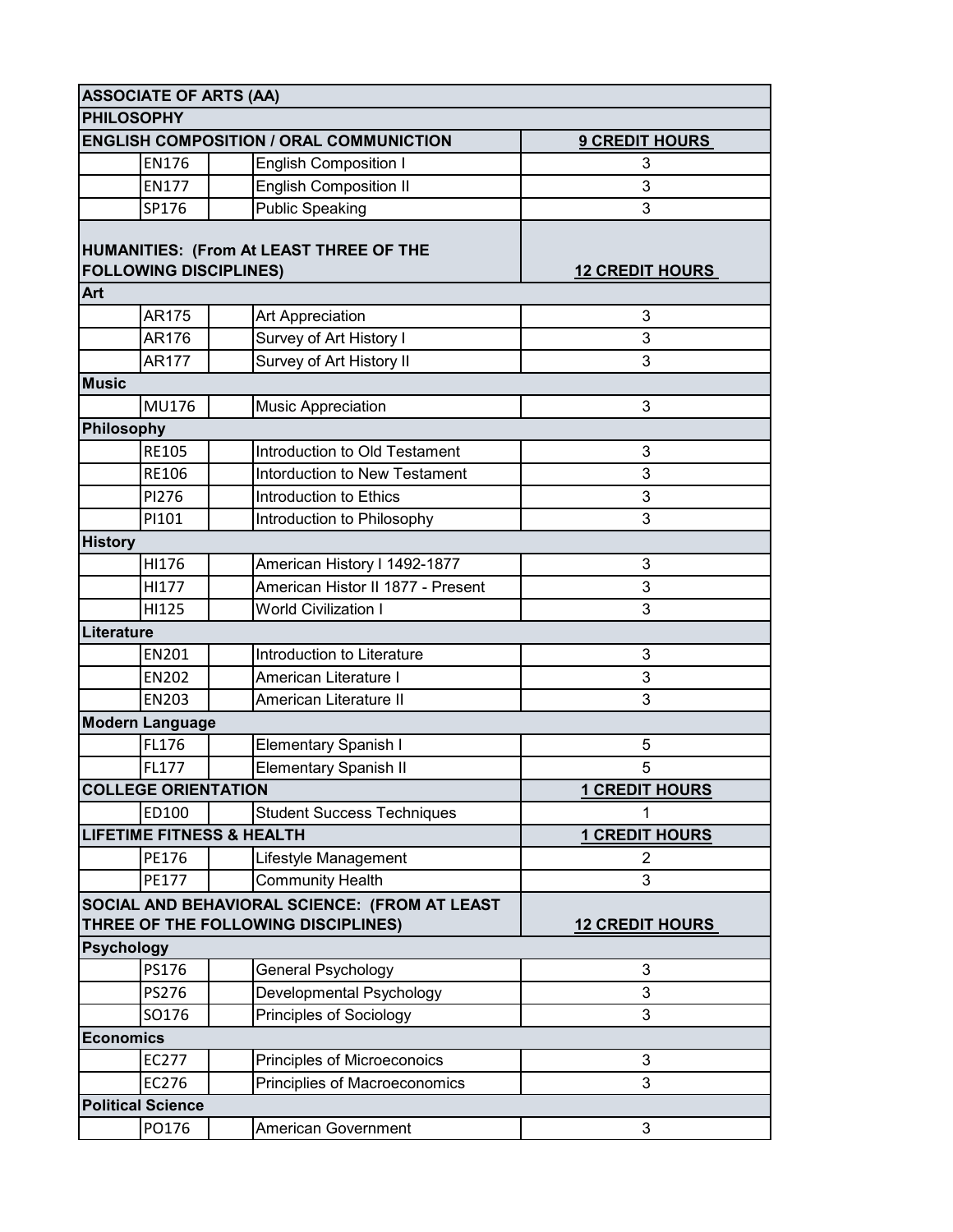| ASSOCIATE OF ARTS (AA) | | | | |
|---|---|---|---|---|
| PHILOSOPHY | | | | |
| ENGLISH COMPOSITION / ORAL COMMUNICTION | | | | 9 CREDIT HOURS |
| | EN176 | | English Composition I | 3 |
| | EN177 | | English Composition II | 3 |
| | SP176 | | Public Speaking | 3 |
| HUMANITIES: (From At LEAST THREE OF THE FOLLOWING DISCIPLINES) | | | | 12 CREDIT HOURS |
| Art | | | | |
| | AR175 | | Art Appreciation | 3 |
| | AR176 | | Survey of Art History I | 3 |
| | AR177 | | Survey of Art History II | 3 |
| Music | | | | |
| | MU176 | | Music Appreciation | 3 |
| Philosophy | | | | |
| | RE105 | | Introduction to Old Testament | 3 |
| | RE106 | | Intorduction to New Testament | 3 |
| | PI276 | | Introduction to Ethics | 3 |
| | PI101 | | Introduction to Philosophy | 3 |
| History | | | | |
| | HI176 | | American History I 1492-1877 | 3 |
| | HI177 | | American Histor II 1877 - Present | 3 |
| | HI125 | | World Civilization I | 3 |
| Literature | | | | |
| | EN201 | | Introduction to Literature | 3 |
| | EN202 | | American Literature I | 3 |
| | EN203 | | American Literature II | 3 |
| Modern Language | | | | |
| | FL176 | | Elementary Spanish I | 5 |
| | FL177 | | Elementary Spanish II | 5 |
| COLLEGE ORIENTATION | | | | 1 CREDIT HOURS |
| | ED100 | | Student Success Techniques | 1 |
| LIFETIME FITNESS & HEALTH | | | | 1 CREDIT HOURS |
| | PE176 | | Lifestyle Management | 2 |
| | PE177 | | Community Health | 3 |
| SOCIAL AND BEHAVIORAL SCIENCE: (FROM AT LEAST THREE OF THE FOLLOWING DISCIPLINES) | | | | 12 CREDIT HOURS |
| Psychology | | | | |
| | PS176 | | General Psychology | 3 |
| | PS276 | | Developmental Psychology | 3 |
| | SO176 | | Principles of Sociology | 3 |
| Economics | | | | |
| | EC277 | | Principles of Microeconoics | 3 |
| | EC276 | | Principlies of Macroeconomics | 3 |
| Political Science | | | | |
| | PO176 | | American Government | 3 |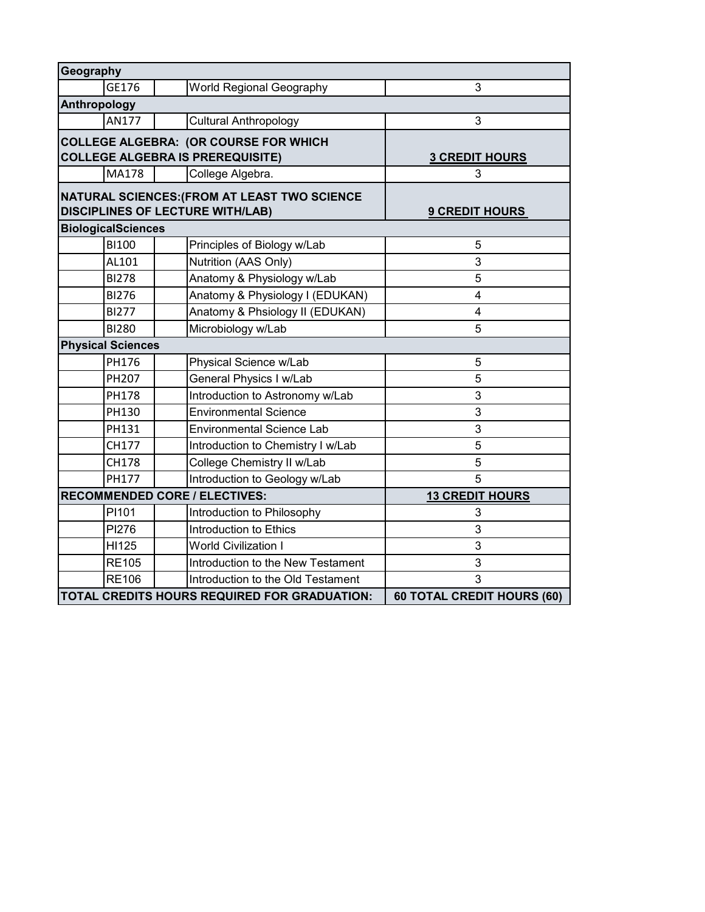| | | | | |
|---|---|---|---|---|
| **Geography** | | | | |
| | GE176 | | World Regional Geography | 3 |
| **Anthropology** | | | | |
| | AN177 | | Cultural Anthropology | 3 |
| **COLLEGE ALGEBRA: (OR COURSE FOR WHICH COLLEGE ALGEBRA IS PREREQUISITE)** | | | | **3 CREDIT HOURS** |
| | MA178 | | College Algebra. | 3 |
| **NATURAL SCIENCES:(FROM AT LEAST TWO SCIENCE DISCIPLINES OF LECTURE WITH/LAB)** | | | | **9 CREDIT HOURS** |
| **BiologicalSciences** | | | | |
| | BI100 | | Principles of Biology w/Lab | 5 |
| | AL101 | | Nutrition (AAS Only) | 3 |
| | BI278 | | Anatomy & Physiology w/Lab | 5 |
| | BI276 | | Anatomy & Physiology I (EDUKAN) | 4 |
| | BI277 | | Anatomy & Phsiology II (EDUKAN) | 4 |
| | BI280 | | Microbiology w/Lab | 5 |
| **Physical Sciences** | | | | |
| | PH176 | | Physical Science w/Lab | 5 |
| | PH207 | | General Physics I w/Lab | 5 |
| | PH178 | | Introduction to Astronomy w/Lab | 3 |
| | PH130 | | Environmental Science | 3 |
| | PH131 | | Environmental Science Lab | 3 |
| | CH177 | | Introduction to Chemistry I w/Lab | 5 |
| | CH178 | | College Chemistry II w/Lab | 5 |
| | PH177 | | Introduction to Geology w/Lab | 5 |
| **RECOMMENDED CORE / ELECTIVES:** | | | | **13 CREDIT HOURS** |
| | PI101 | | Introduction to Philosophy | 3 |
| | PI276 | | Introduction to Ethics | 3 |
| | HI125 | | World Civilization I | 3 |
| | RE105 | | Introduction to the New Testament | 3 |
| | RE106 | | Introduction to the Old Testament | 3 |
| **TOTAL CREDITS HOURS REQUIRED FOR GRADUATION:** | | | | **60 TOTAL CREDIT HOURS (60)** |